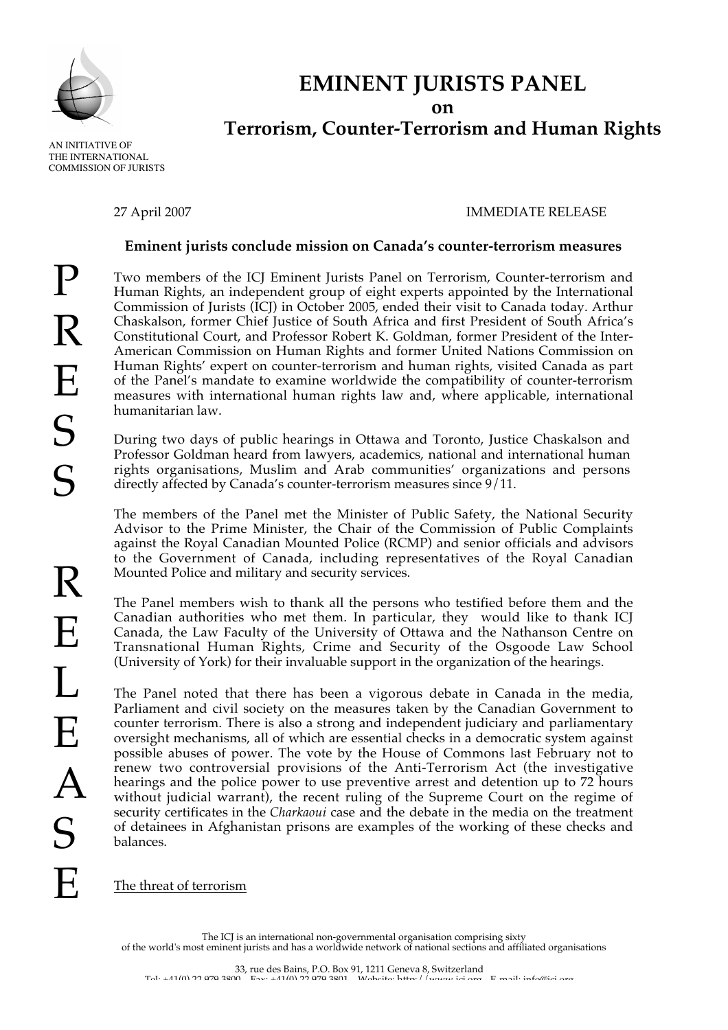AN INITIATIVE OF
THE INTERNATIONAL
COMMISSION OF JURISTS

# EMINENT JURISTS PANEL
## on
## Terrorism, Counter-Terrorism and Human Rights

27 April 2007 IMMEDIATE RELEASE

PRESS RELEASE

### Eminent jurists conclude mission on Canada's counter-terrorism measures

Two members of the ICJ Eminent Jurists Panel on Terrorism, Counter-terrorism and Human Rights, an independent group of eight experts appointed by the International Commission of Jurists (ICJ) in October 2005, ended their visit to Canada today. Arthur Chaskalson, former Chief Justice of South Africa and first President of South Africa's Constitutional Court, and Professor Robert K. Goldman, former President of the Inter-American Commission on Human Rights and former United Nations Commission on Human Rights' expert on counter-terrorism and human rights, visited Canada as part of the Panel's mandate to examine worldwide the compatibility of counter-terrorism measures with international human rights law and, where applicable, international humanitarian law.

During two days of public hearings in Ottawa and Toronto, Justice Chaskalson and Professor Goldman heard from lawyers, academics, national and international human rights organisations, Muslim and Arab communities' organizations and persons directly affected by Canada's counter-terrorism measures since 9/11.

The members of the Panel met the Minister of Public Safety, the National Security Advisor to the Prime Minister, the Chair of the Commission of Public Complaints against the Royal Canadian Mounted Police (RCMP) and senior officials and advisors to the Government of Canada, including representatives of the Royal Canadian Mounted Police and military and security services.

The Panel members wish to thank all the persons who testified before them and the Canadian authorities who met them. In particular, they would like to thank ICJ Canada, the Law Faculty of the University of Ottawa and the Nathanson Centre on Transnational Human Rights, Crime and Security of the Osgoode Law School (University of York) for their invaluable support in the organization of the hearings.

The Panel noted that there has been a vigorous debate in Canada in the media, Parliament and civil society on the measures taken by the Canadian Government to counter terrorism. There is also a strong and independent judiciary and parliamentary oversight mechanisms, all of which are essential checks in a democratic system against possible abuses of power. The vote by the House of Commons last February not to renew two controversial provisions of the Anti-Terrorism Act (the investigative hearings and the police power to use preventive arrest and detention up to 72 hours without judicial warrant), the recent ruling of the Supreme Court on the regime of security certificates in the *Charkaoui* case and the debate in the media on the treatment of detainees in Afghanistan prisons are examples of the working of these checks and balances.

The threat of terrorism

The ICJ is an international non-governmental organisation comprising sixty of the world's most eminent jurists and has a worldwide network of national sections and affiliated organisations

33, rue des Bains, P.O. Box 91, 1211 Geneva 8, Switzerland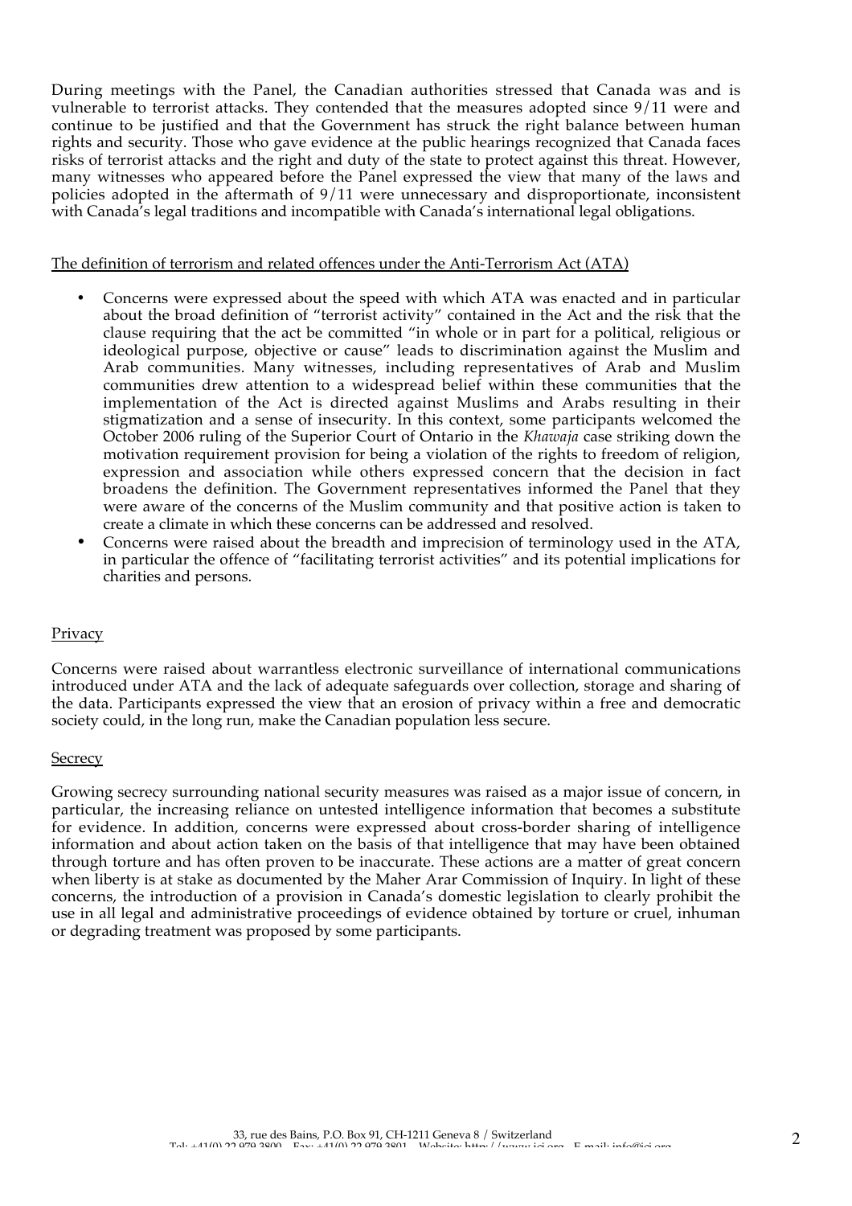During meetings with the Panel, the Canadian authorities stressed that Canada was and is vulnerable to terrorist attacks. They contended that the measures adopted since 9/11 were and continue to be justified and that the Government has struck the right balance between human rights and security. Those who gave evidence at the public hearings recognized that Canada faces risks of terrorist attacks and the right and duty of the state to protect against this threat. However, many witnesses who appeared before the Panel expressed the view that many of the laws and policies adopted in the aftermath of 9/11 were unnecessary and disproportionate, inconsistent with Canada's legal traditions and incompatible with Canada's international legal obligations.

<u>The definition of terrorism and related offences under the Anti-Terrorism Act (ATA)</u>

- Concerns were expressed about the speed with which ATA was enacted and in particular about the broad definition of "terrorist activity" contained in the Act and the risk that the clause requiring that the act be committed "in whole or in part for a political, religious or ideological purpose, objective or cause" leads to discrimination against the Muslim and Arab communities. Many witnesses, including representatives of Arab and Muslim communities drew attention to a widespread belief within these communities that the implementation of the Act is directed against Muslims and Arabs resulting in their stigmatization and a sense of insecurity. In this context, some participants welcomed the October 2006 ruling of the Superior Court of Ontario in the *Khawaja* case striking down the motivation requirement provision for being a violation of the rights to freedom of religion, expression and association while others expressed concern that the decision in fact broadens the definition. The Government representatives informed the Panel that they were aware of the concerns of the Muslim community and that positive action is taken to create a climate in which these concerns can be addressed and resolved.
- Concerns were raised about the breadth and imprecision of terminology used in the ATA, in particular the offence of "facilitating terrorist activities" and its potential implications for charities and persons.

<u>Privacy</u>

Concerns were raised about warrantless electronic surveillance of international communications introduced under ATA and the lack of adequate safeguards over collection, storage and sharing of the data. Participants expressed the view that an erosion of privacy within a free and democratic society could, in the long run, make the Canadian population less secure.

<u>Secrecy</u>

Growing secrecy surrounding national security measures was raised as a major issue of concern, in particular, the increasing reliance on untested intelligence information that becomes a substitute for evidence. In addition, concerns were expressed about cross-border sharing of intelligence information and about action taken on the basis of that intelligence that may have been obtained through torture and has often proven to be inaccurate. These actions are a matter of great concern when liberty is at stake as documented by the Maher Arar Commission of Inquiry. In light of these concerns, the introduction of a provision in Canada's domestic legislation to clearly prohibit the use in all legal and administrative proceedings of evidence obtained by torture or cruel, inhuman or degrading treatment was proposed by some participants.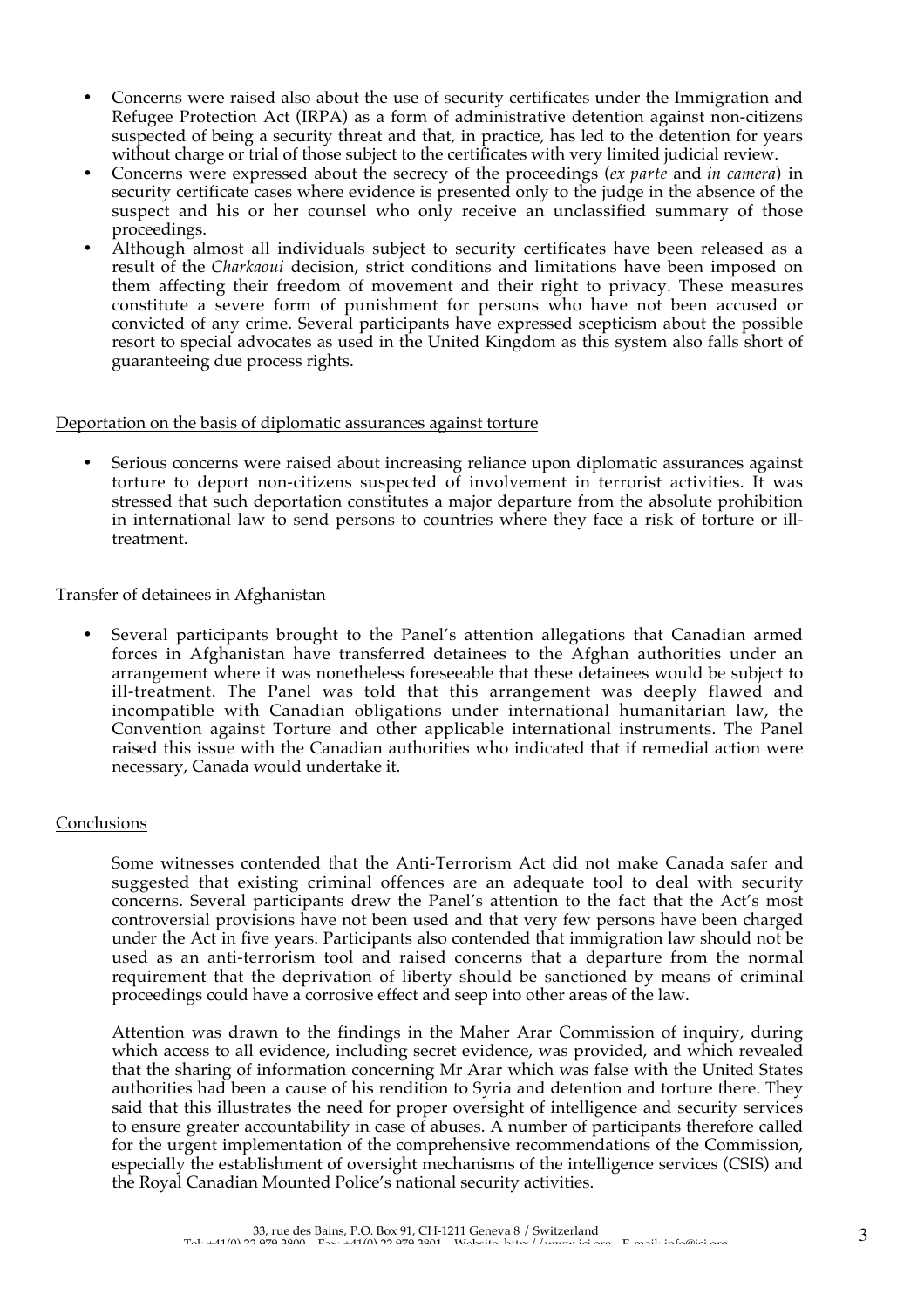- Concerns were raised also about the use of security certificates under the Immigration and Refugee Protection Act (IRPA) as a form of administrative detention against non-citizens suspected of being a security threat and that, in practice, has led to the detention for years without charge or trial of those subject to the certificates with very limited judicial review.
- Concerns were expressed about the secrecy of the proceedings (*ex parte* and *in camera*) in security certificate cases where evidence is presented only to the judge in the absence of the suspect and his or her counsel who only receive an unclassified summary of those proceedings.
- Although almost all individuals subject to security certificates have been released as a result of the *Charkaoui* decision, strict conditions and limitations have been imposed on them affecting their freedom of movement and their right to privacy. These measures constitute a severe form of punishment for persons who have not been accused or convicted of any crime. Several participants have expressed scepticism about the possible resort to special advocates as used in the United Kingdom as this system also falls short of guaranteeing due process rights.

Deportation on the basis of diplomatic assurances against torture

- Serious concerns were raised about increasing reliance upon diplomatic assurances against torture to deport non-citizens suspected of involvement in terrorist activities. It was stressed that such deportation constitutes a major departure from the absolute prohibition in international law to send persons to countries where they face a risk of torture or ill-treatment.

Transfer of detainees in Afghanistan

- Several participants brought to the Panel's attention allegations that Canadian armed forces in Afghanistan have transferred detainees to the Afghan authorities under an arrangement where it was nonetheless foreseeable that these detainees would be subject to ill-treatment. The Panel was told that this arrangement was deeply flawed and incompatible with Canadian obligations under international humanitarian law, the Convention against Torture and other applicable international instruments. The Panel raised this issue with the Canadian authorities who indicated that if remedial action were necessary, Canada would undertake it.

Conclusions

Some witnesses contended that the Anti-Terrorism Act did not make Canada safer and suggested that existing criminal offences are an adequate tool to deal with security concerns. Several participants drew the Panel's attention to the fact that the Act's most controversial provisions have not been used and that very few persons have been charged under the Act in five years. Participants also contended that immigration law should not be used as an anti-terrorism tool and raised concerns that a departure from the normal requirement that the deprivation of liberty should be sanctioned by means of criminal proceedings could have a corrosive effect and seep into other areas of the law.

Attention was drawn to the findings in the Maher Arar Commission of inquiry, during which access to all evidence, including secret evidence, was provided, and which revealed that the sharing of information concerning Mr Arar which was false with the United States authorities had been a cause of his rendition to Syria and detention and torture there. They said that this illustrates the need for proper oversight of intelligence and security services to ensure greater accountability in case of abuses. A number of participants therefore called for the urgent implementation of the comprehensive recommendations of the Commission, especially the establishment of oversight mechanisms of the intelligence services (CSIS) and the Royal Canadian Mounted Police's national security activities.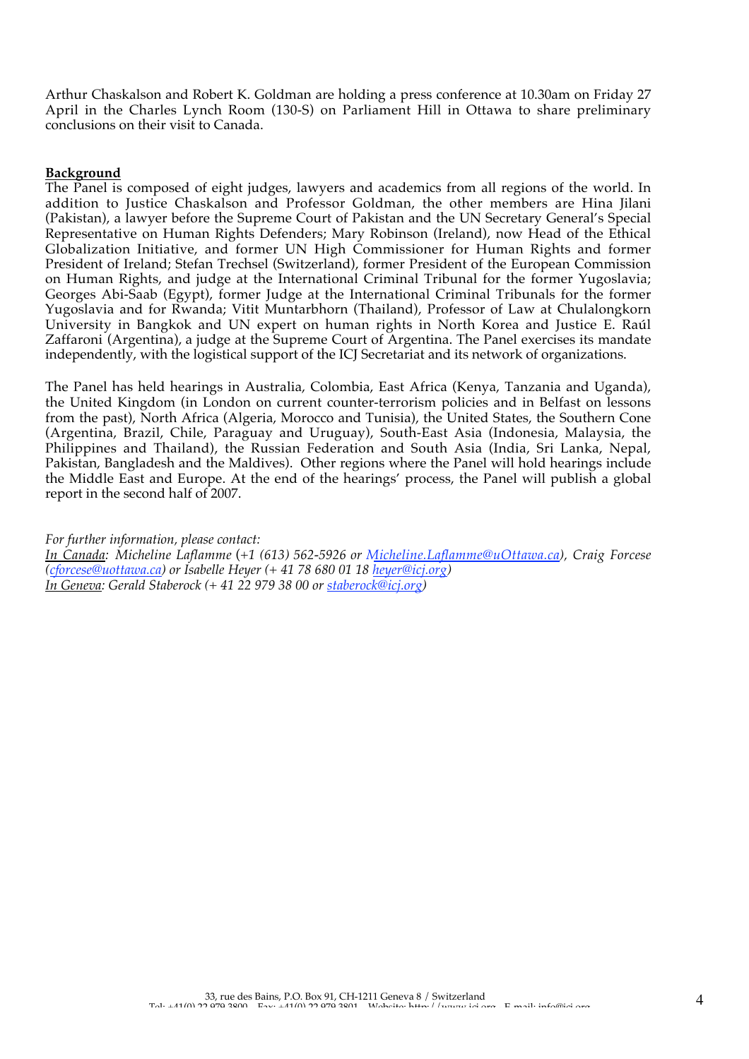Arthur Chaskalson and Robert K. Goldman are holding a press conference at 10.30am on Friday 27 April in the Charles Lynch Room (130-S) on Parliament Hill in Ottawa to share preliminary conclusions on their visit to Canada.

**<u>Background</u>**

The Panel is composed of eight judges, lawyers and academics from all regions of the world. In addition to Justice Chaskalson and Professor Goldman, the other members are Hina Jilani (Pakistan), a lawyer before the Supreme Court of Pakistan and the UN Secretary General's Special Representative on Human Rights Defenders; Mary Robinson (Ireland), now Head of the Ethical Globalization Initiative, and former UN High Commissioner for Human Rights and former President of Ireland; Stefan Trechsel (Switzerland), former President of the European Commission on Human Rights, and judge at the International Criminal Tribunal for the former Yugoslavia; Georges Abi-Saab (Egypt), former Judge at the International Criminal Tribunals for the former Yugoslavia and for Rwanda; Vitit Muntarbhorn (Thailand), Professor of Law at Chulalongkorn University in Bangkok and UN expert on human rights in North Korea and Justice E. Raúl Zaffaroni (Argentina), a judge at the Supreme Court of Argentina. The Panel exercises its mandate independently, with the logistical support of the ICJ Secretariat and its network of organizations.

The Panel has held hearings in Australia, Colombia, East Africa (Kenya, Tanzania and Uganda), the United Kingdom (in London on current counter-terrorism policies and in Belfast on lessons from the past), North Africa (Algeria, Morocco and Tunisia), the United States, the Southern Cone (Argentina, Brazil, Chile, Paraguay and Uruguay), South-East Asia (Indonesia, Malaysia, the Philippines and Thailand), the Russian Federation and South Asia (India, Sri Lanka, Nepal, Pakistan, Bangladesh and the Maldives). Other regions where the Panel will hold hearings include the Middle East and Europe. At the end of the hearings' process, the Panel will publish a global report in the second half of 2007.

*For further information, please contact:*
*<u>In Canada</u>: Micheline Laflamme (+1 (613) 562-5926 or Micheline.Laflamme@uOttawa.ca), Craig Forcese (cforcese@uottawa.ca) or Isabelle Heyer (+ 41 78 680 01 18 heyer@icj.org)*
*<u>In Geneva</u>: Gerald Staberock (+ 41 22 979 38 00 or staberock@icj.org)*